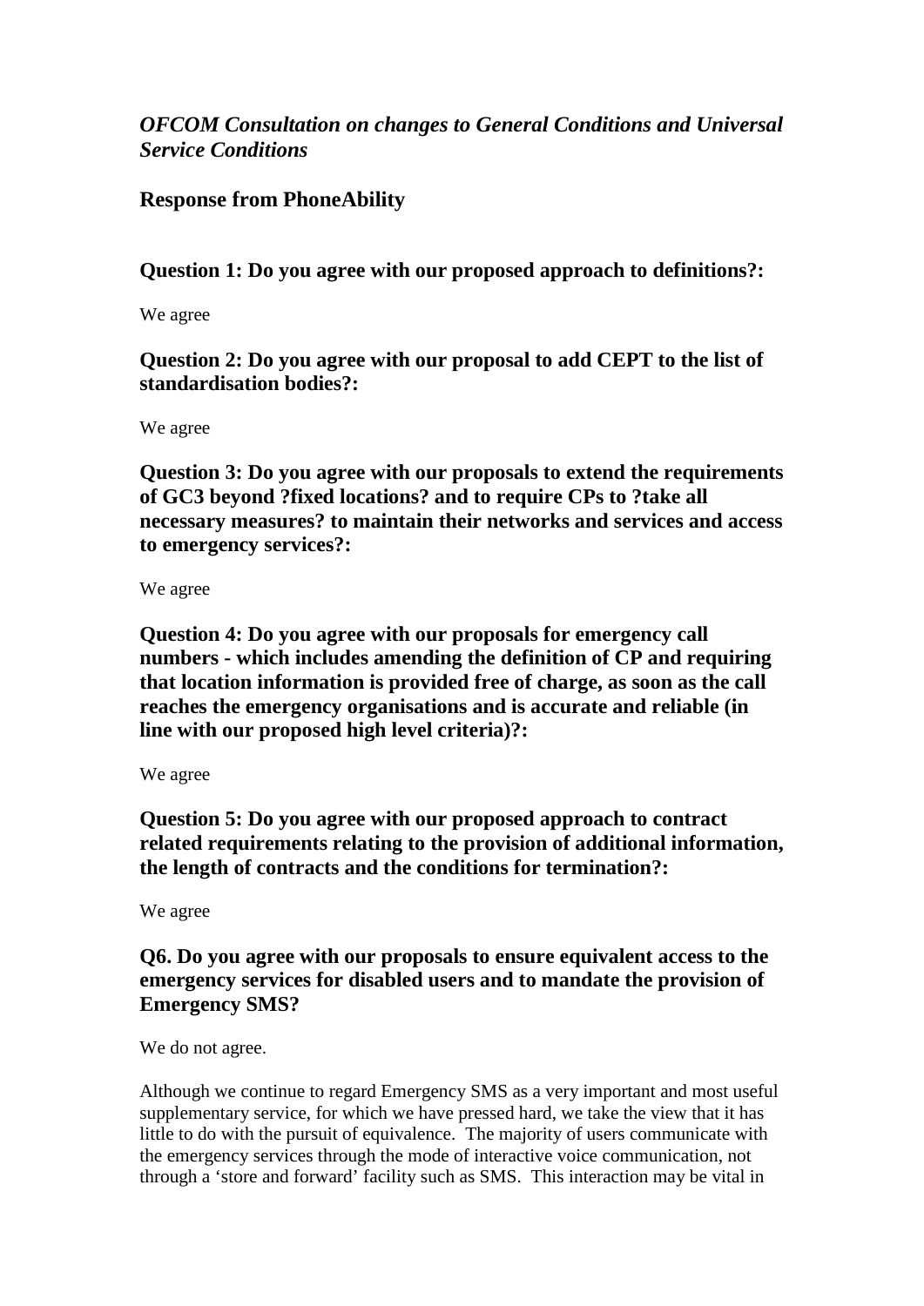*OFCOM Consultation on changes to General Conditions and Universal Service Conditions*

## Response from PhoneAbility

**Question 1: Do you agree with our proposed approach to definitions?:**

We agree

**Question 2: Do you agree with our proposal to add CEPT to the list of standardisation bodies?:**

We agree

**Question 3: Do you agree with our proposals to extend the requirements of GC3 beyond ?fixed locations? and to require CPs to ?take all necessary measures? to maintain their networks and services and access to emergency services?:**

We agree

**Question 4: Do you agree with our proposals for emergency call numbers - which includes amending the definition of CP and requiring that location information is provided free of charge, as soon as the call reaches the emergency organisations and is accurate and reliable (in line with our proposed high level criteria)?:**

We agree

**Question 5: Do you agree with our proposed approach to contract related requirements relating to the provision of additional information, the length of contracts and the conditions for termination?:**

We agree

**Q6. Do you agree with our proposals to ensure equivalent access to the emergency services for disabled users and to mandate the provision of Emergency SMS?**

We do not agree.

Although we continue to regard Emergency SMS as a very important and most useful supplementary service, for which we have pressed hard, we take the view that it has little to do with the pursuit of equivalence. The majority of users communicate with the emergency services through the mode of interactive voice communication, not through a 'store and forward' facility such as SMS. This interaction may be vital in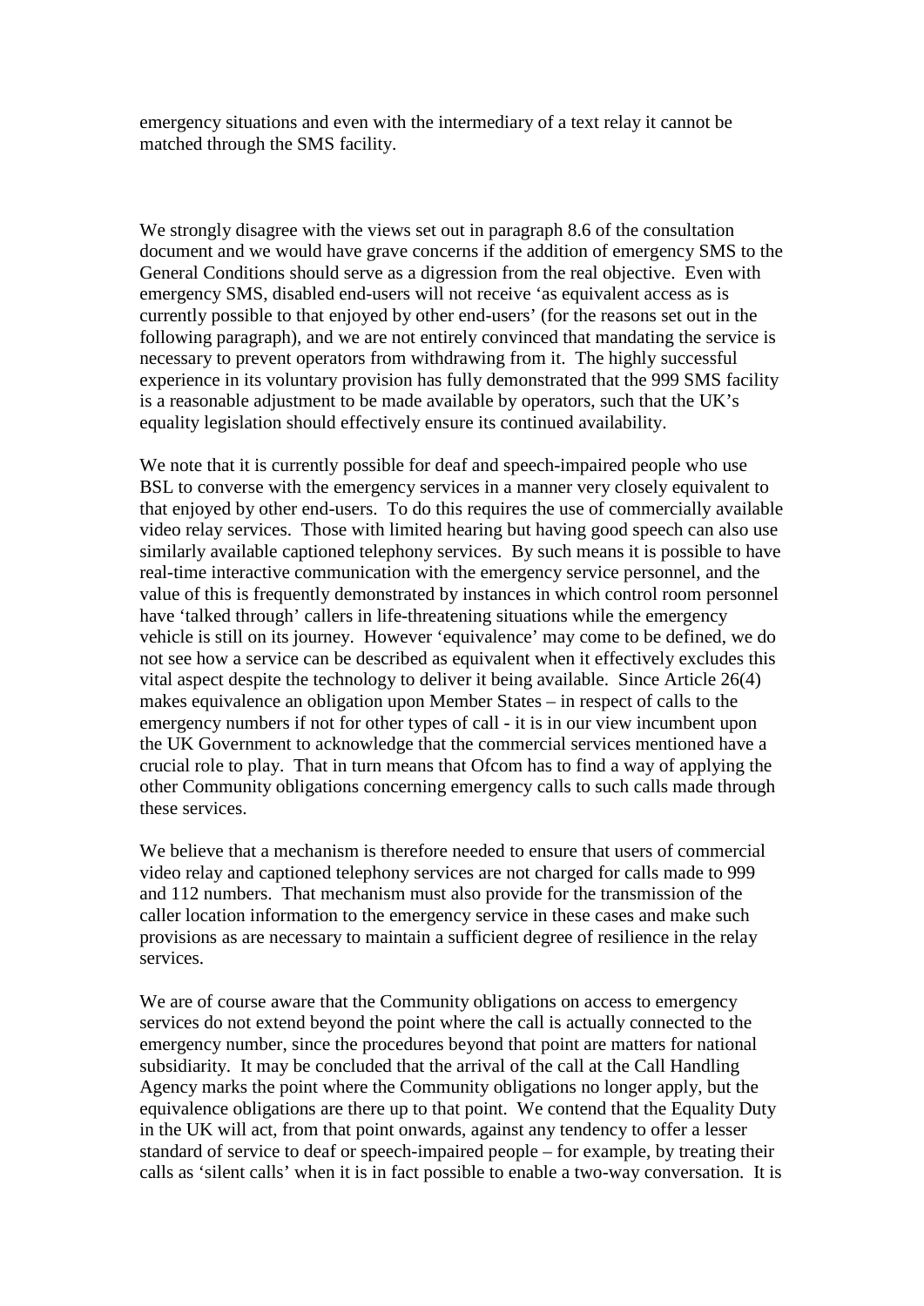emergency situations and even with the intermediary of a text relay it cannot be matched through the SMS facility.

We strongly disagree with the views set out in paragraph 8.6 of the consultation document and we would have grave concerns if the addition of emergency SMS to the General Conditions should serve as a digression from the real objective. Even with emergency SMS, disabled end-users will not receive 'as equivalent access as is currently possible to that enjoyed by other end-users' (for the reasons set out in the following paragraph), and we are not entirely convinced that mandating the service is necessary to prevent operators from withdrawing from it. The highly successful experience in its voluntary provision has fully demonstrated that the 999 SMS facility is a reasonable adjustment to be made available by operators, such that the UK's equality legislation should effectively ensure its continued availability.

We note that it is currently possible for deaf and speech-impaired people who use BSL to converse with the emergency services in a manner very closely equivalent to that enjoyed by other end-users. To do this requires the use of commercially available video relay services. Those with limited hearing but having good speech can also use similarly available captioned telephony services. By such means it is possible to have real-time interactive communication with the emergency service personnel, and the value of this is frequently demonstrated by instances in which control room personnel have 'talked through' callers in life-threatening situations while the emergency vehicle is still on its journey. However 'equivalence' may come to be defined, we do not see how a service can be described as equivalent when it effectively excludes this vital aspect despite the technology to deliver it being available. Since Article 26(4) makes equivalence an obligation upon Member States – in respect of calls to the emergency numbers if not for other types of call - it is in our view incumbent upon the UK Government to acknowledge that the commercial services mentioned have a crucial role to play. That in turn means that Ofcom has to find a way of applying the other Community obligations concerning emergency calls to such calls made through these services.

We believe that a mechanism is therefore needed to ensure that users of commercial video relay and captioned telephony services are not charged for calls made to 999 and 112 numbers. That mechanism must also provide for the transmission of the caller location information to the emergency service in these cases and make such provisions as are necessary to maintain a sufficient degree of resilience in the relay services.

We are of course aware that the Community obligations on access to emergency services do not extend beyond the point where the call is actually connected to the emergency number, since the procedures beyond that point are matters for national subsidiarity. It may be concluded that the arrival of the call at the Call Handling Agency marks the point where the Community obligations no longer apply, but the equivalence obligations are there up to that point. We contend that the Equality Duty in the UK will act, from that point onwards, against any tendency to offer a lesser standard of service to deaf or speech-impaired people – for example, by treating their calls as 'silent calls' when it is in fact possible to enable a two-way conversation. It is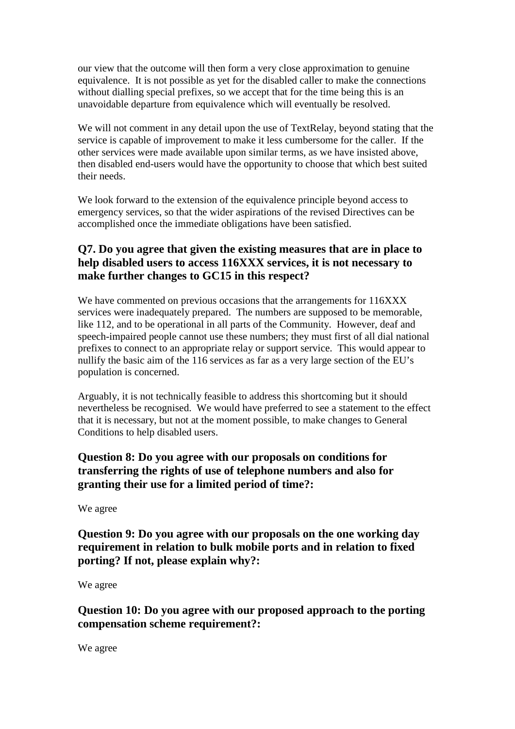our view that the outcome will then form a very close approximation to genuine equivalence. It is not possible as yet for the disabled caller to make the connections without dialling special prefixes, so we accept that for the time being this is an unavoidable departure from equivalence which will eventually be resolved.

We will not comment in any detail upon the use of TextRelay, beyond stating that the service is capable of improvement to make it less cumbersome for the caller. If the other services were made available upon similar terms, as we have insisted above, then disabled end-users would have the opportunity to choose that which best suited their needs.

We look forward to the extension of the equivalence principle beyond access to emergency services, so that the wider aspirations of the revised Directives can be accomplished once the immediate obligations have been satisfied.

### Q7. Do you agree that given the existing measures that are in place to help disabled users to access 116XXX services, it is not necessary to make further changes to GC15 in this respect?

We have commented on previous occasions that the arrangements for 116XXX services were inadequately prepared. The numbers are supposed to be memorable, like 112, and to be operational in all parts of the Community. However, deaf and speech-impaired people cannot use these numbers; they must first of all dial national prefixes to connect to an appropriate relay or support service. This would appear to nullify the basic aim of the 116 services as far as a very large section of the EU's population is concerned.

Arguably, it is not technically feasible to address this shortcoming but it should nevertheless be recognised. We would have preferred to see a statement to the effect that it is necessary, but not at the moment possible, to make changes to General Conditions to help disabled users.

### Question 8: Do you agree with our proposals on conditions for transferring the rights of use of telephone numbers and also for granting their use for a limited period of time?:

We agree

### Question 9: Do you agree with our proposals on the one working day requirement in relation to bulk mobile ports and in relation to fixed porting? If not, please explain why?:

We agree

### Question 10: Do you agree with our proposed approach to the porting compensation scheme requirement?:

We agree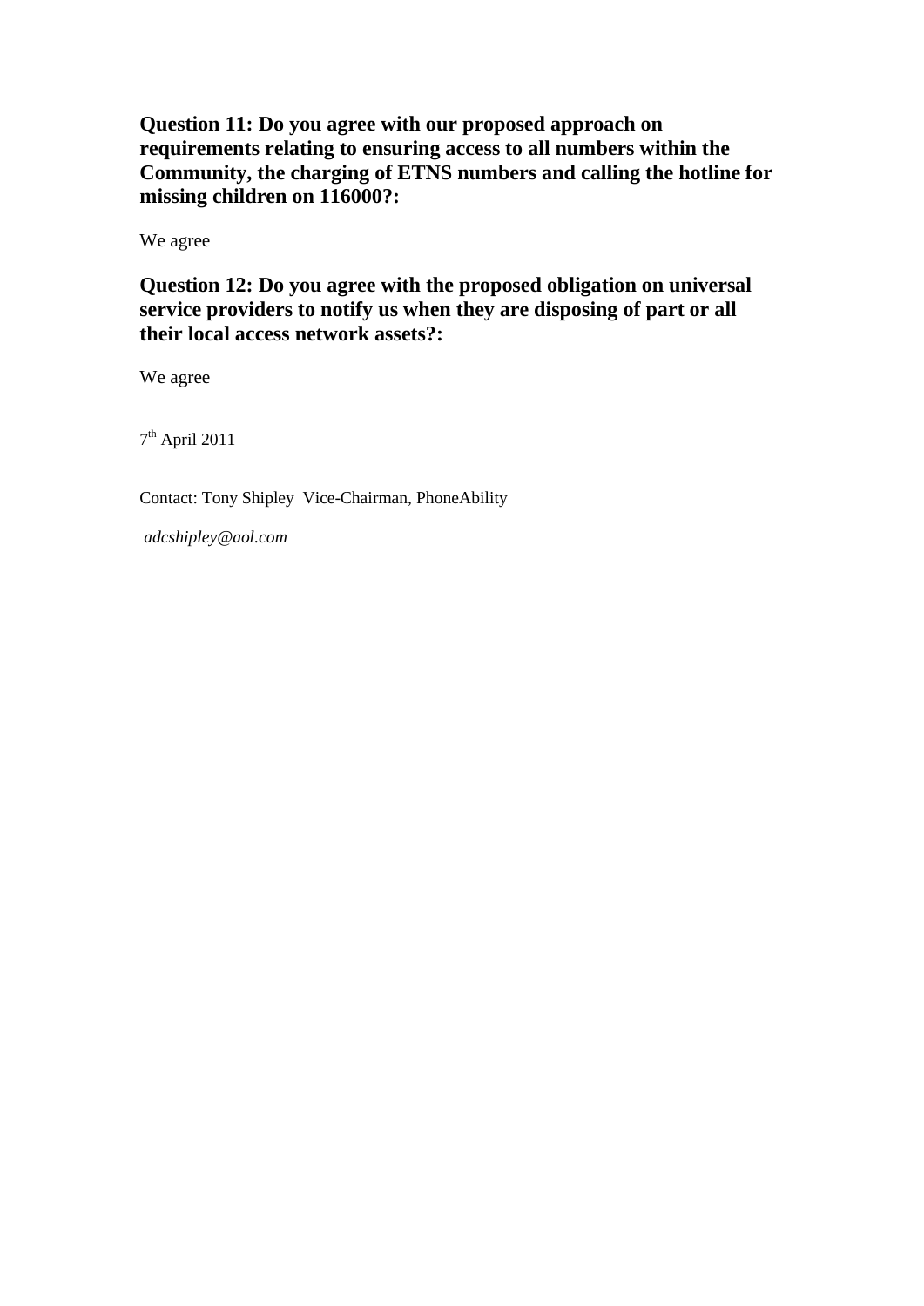**Question 11: Do you agree with our proposed approach on requirements relating to ensuring access to all numbers within the Community, the charging of ETNS numbers and calling the hotline for missing children on 116000?:**

We agree

**Question 12: Do you agree with the proposed obligation on universal service providers to notify us when they are disposing of part or all their local access network assets?:**

We agree

7th April 2011

Contact: Tony Shipley Vice-Chairman, PhoneAbility

*adcshipley@aol.com*